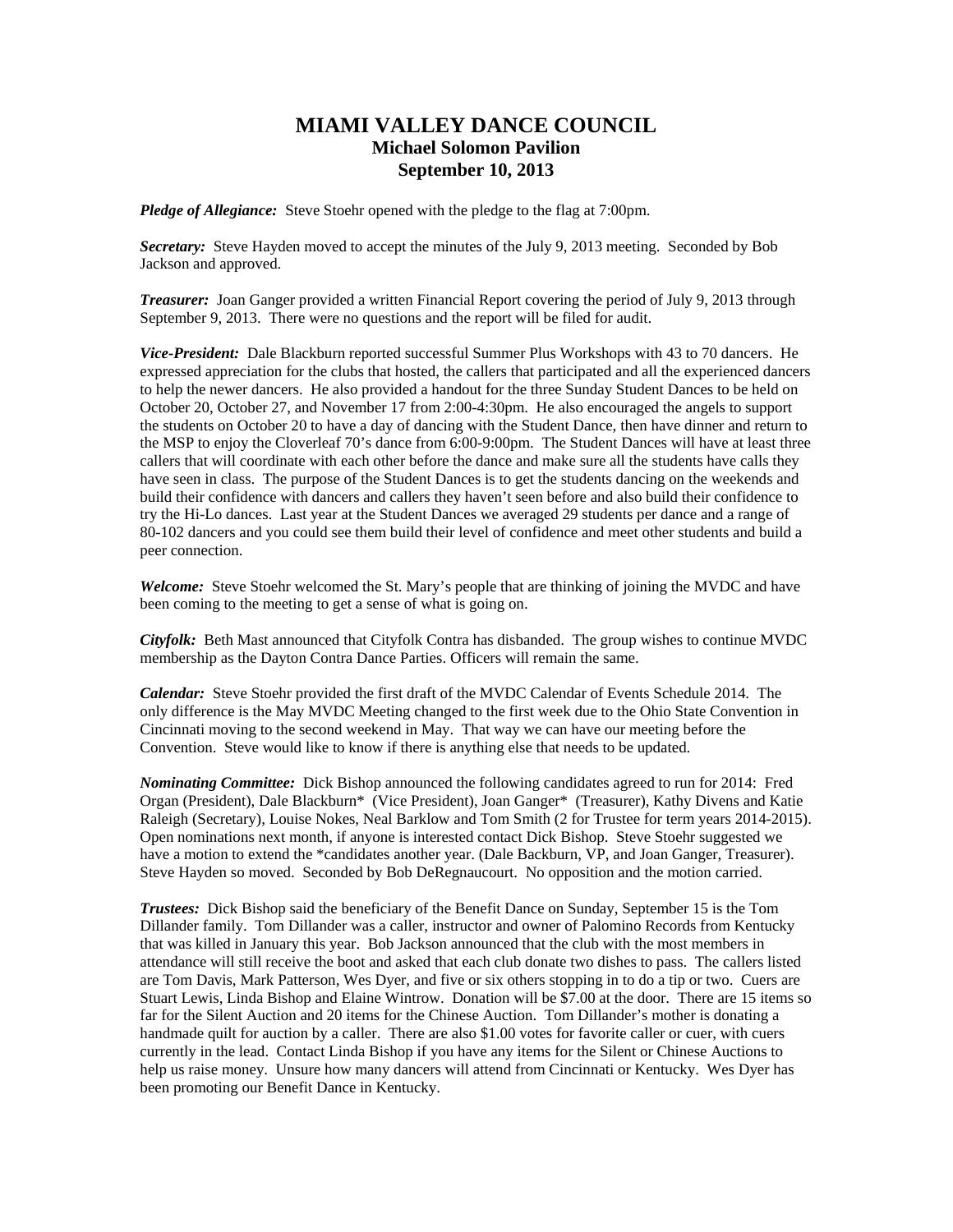# MIAMI VALLEY DANCE COUNCIL
## Michael Solomon Pavilion
## September 10, 2013

***Pledge of Allegiance:*** Steve Stoehr opened with the pledge to the flag at 7:00pm.

***Secretary:*** Steve Hayden moved to accept the minutes of the July 9, 2013 meeting. Seconded by Bob Jackson and approved.

***Treasurer:*** Joan Ganger provided a written Financial Report covering the period of July 9, 2013 through September 9, 2013. There were no questions and the report will be filed for audit.

***Vice-President:*** Dale Blackburn reported successful Summer Plus Workshops with 43 to 70 dancers. He expressed appreciation for the clubs that hosted, the callers that participated and all the experienced dancers to help the newer dancers. He also provided a handout for the three Sunday Student Dances to be held on October 20, October 27, and November 17 from 2:00-4:30pm. He also encouraged the angels to support the students on October 20 to have a day of dancing with the Student Dance, then have dinner and return to the MSP to enjoy the Cloverleaf 70's dance from 6:00-9:00pm. The Student Dances will have at least three callers that will coordinate with each other before the dance and make sure all the students have calls they have seen in class. The purpose of the Student Dances is to get the students dancing on the weekends and build their confidence with dancers and callers they haven't seen before and also build their confidence to try the Hi-Lo dances. Last year at the Student Dances we averaged 29 students per dance and a range of 80-102 dancers and you could see them build their level of confidence and meet other students and build a peer connection.

***Welcome:*** Steve Stoehr welcomed the St. Mary's people that are thinking of joining the MVDC and have been coming to the meeting to get a sense of what is going on.

***Cityfolk:*** Beth Mast announced that Cityfolk Contra has disbanded. The group wishes to continue MVDC membership as the Dayton Contra Dance Parties. Officers will remain the same.

***Calendar:*** Steve Stoehr provided the first draft of the MVDC Calendar of Events Schedule 2014. The only difference is the May MVDC Meeting changed to the first week due to the Ohio State Convention in Cincinnati moving to the second weekend in May. That way we can have our meeting before the Convention. Steve would like to know if there is anything else that needs to be updated.

***Nominating Committee:*** Dick Bishop announced the following candidates agreed to run for 2014: Fred Organ (President), Dale Blackburn* (Vice President), Joan Ganger* (Treasurer), Kathy Divens and Katie Raleigh (Secretary), Louise Nokes, Neal Barklow and Tom Smith (2 for Trustee for term years 2014-2015). Open nominations next month, if anyone is interested contact Dick Bishop. Steve Stoehr suggested we have a motion to extend the *candidates another year. (Dale Backburn, VP, and Joan Ganger, Treasurer). Steve Hayden so moved. Seconded by Bob DeRegnaucourt. No opposition and the motion carried.

***Trustees:*** Dick Bishop said the beneficiary of the Benefit Dance on Sunday, September 15 is the Tom Dillander family. Tom Dillander was a caller, instructor and owner of Palomino Records from Kentucky that was killed in January this year. Bob Jackson announced that the club with the most members in attendance will still receive the boot and asked that each club donate two dishes to pass. The callers listed are Tom Davis, Mark Patterson, Wes Dyer, and five or six others stopping in to do a tip or two. Cuers are Stuart Lewis, Linda Bishop and Elaine Wintrow. Donation will be $7.00 at the door. There are 15 items so far for the Silent Auction and 20 items for the Chinese Auction. Tom Dillander's mother is donating a handmade quilt for auction by a caller. There are also $1.00 votes for favorite caller or cuer, with cuers currently in the lead. Contact Linda Bishop if you have any items for the Silent or Chinese Auctions to help us raise money. Unsure how many dancers will attend from Cincinnati or Kentucky. Wes Dyer has been promoting our Benefit Dance in Kentucky.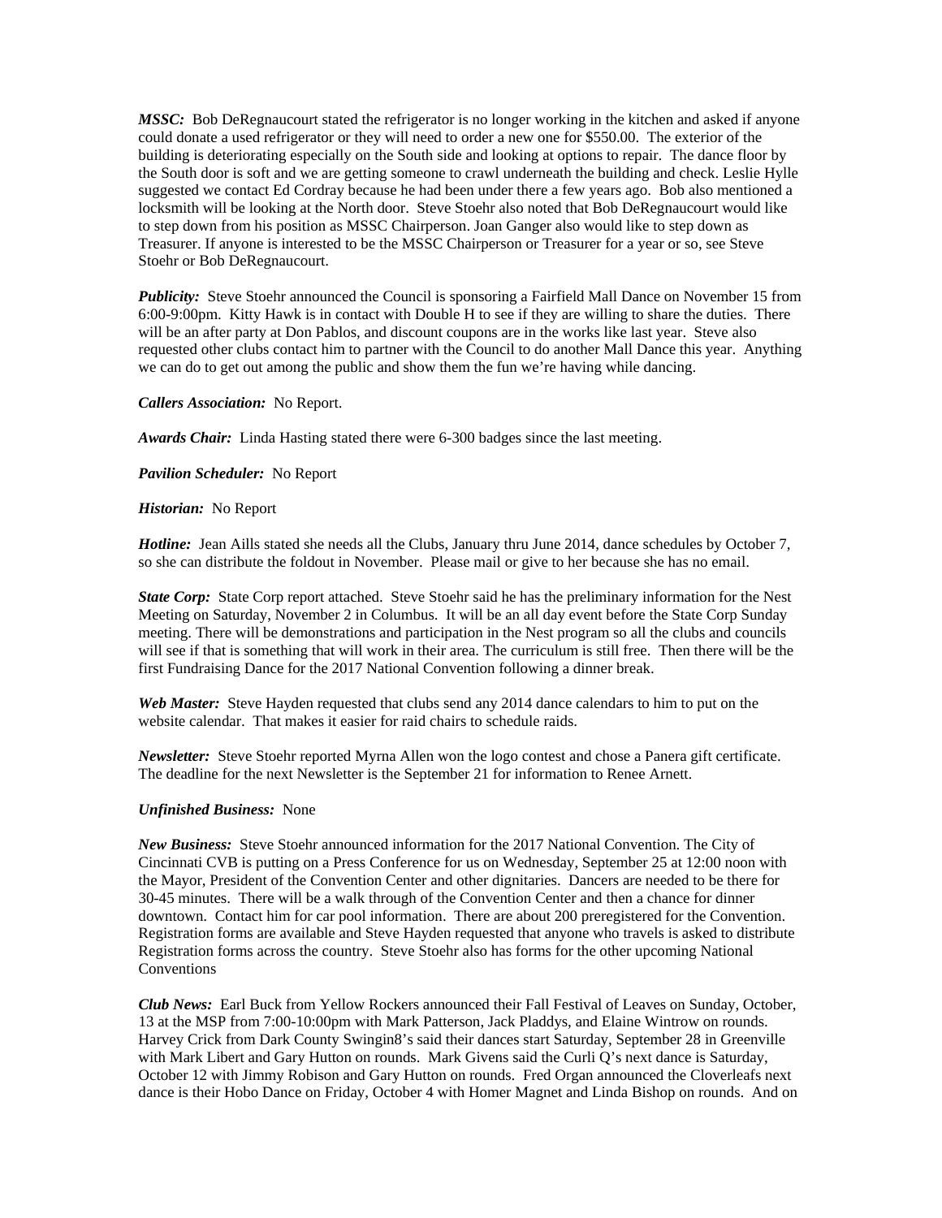***MSSC:*** Bob DeRegnaucourt stated the refrigerator is no longer working in the kitchen and asked if anyone could donate a used refrigerator or they will need to order a new one for $550.00. The exterior of the building is deteriorating especially on the South side and looking at options to repair. The dance floor by the South door is soft and we are getting someone to crawl underneath the building and check. Leslie Hylle suggested we contact Ed Cordray because he had been under there a few years ago. Bob also mentioned a locksmith will be looking at the North door. Steve Stoehr also noted that Bob DeRegnaucourt would like to step down from his position as MSSC Chairperson. Joan Ganger also would like to step down as Treasurer. If anyone is interested to be the MSSC Chairperson or Treasurer for a year or so, see Steve Stoehr or Bob DeRegnaucourt.

***Publicity:*** Steve Stoehr announced the Council is sponsoring a Fairfield Mall Dance on November 15 from 6:00-9:00pm. Kitty Hawk is in contact with Double H to see if they are willing to share the duties. There will be an after party at Don Pablos, and discount coupons are in the works like last year. Steve also requested other clubs contact him to partner with the Council to do another Mall Dance this year. Anything we can do to get out among the public and show them the fun we're having while dancing.

***Callers Association:*** No Report.

***Awards Chair:*** Linda Hasting stated there were 6-300 badges since the last meeting.

***Pavilion Scheduler:*** No Report

***Historian:*** No Report

***Hotline:*** Jean Aills stated she needs all the Clubs, January thru June 2014, dance schedules by October 7, so she can distribute the foldout in November. Please mail or give to her because she has no email.

***State Corp:*** State Corp report attached. Steve Stoehr said he has the preliminary information for the Nest Meeting on Saturday, November 2 in Columbus. It will be an all day event before the State Corp Sunday meeting. There will be demonstrations and participation in the Nest program so all the clubs and councils will see if that is something that will work in their area. The curriculum is still free. Then there will be the first Fundraising Dance for the 2017 National Convention following a dinner break.

***Web Master:*** Steve Hayden requested that clubs send any 2014 dance calendars to him to put on the website calendar. That makes it easier for raid chairs to schedule raids.

***Newsletter:*** Steve Stoehr reported Myrna Allen won the logo contest and chose a Panera gift certificate. The deadline for the next Newsletter is the September 21 for information to Renee Arnett.

***Unfinished Business:*** None

***New Business:*** Steve Stoehr announced information for the 2017 National Convention. The City of Cincinnati CVB is putting on a Press Conference for us on Wednesday, September 25 at 12:00 noon with the Mayor, President of the Convention Center and other dignitaries. Dancers are needed to be there for 30-45 minutes. There will be a walk through of the Convention Center and then a chance for dinner downtown. Contact him for car pool information. There are about 200 preregistered for the Convention. Registration forms are available and Steve Hayden requested that anyone who travels is asked to distribute Registration forms across the country. Steve Stoehr also has forms for the other upcoming National Conventions

***Club News:*** Earl Buck from Yellow Rockers announced their Fall Festival of Leaves on Sunday, October, 13 at the MSP from 7:00-10:00pm with Mark Patterson, Jack Pladdys, and Elaine Wintrow on rounds. Harvey Crick from Dark County Swingin8's said their dances start Saturday, September 28 in Greenville with Mark Libert and Gary Hutton on rounds. Mark Givens said the Curli Q's next dance is Saturday, October 12 with Jimmy Robison and Gary Hutton on rounds. Fred Organ announced the Cloverleafs next dance is their Hobo Dance on Friday, October 4 with Homer Magnet and Linda Bishop on rounds. And on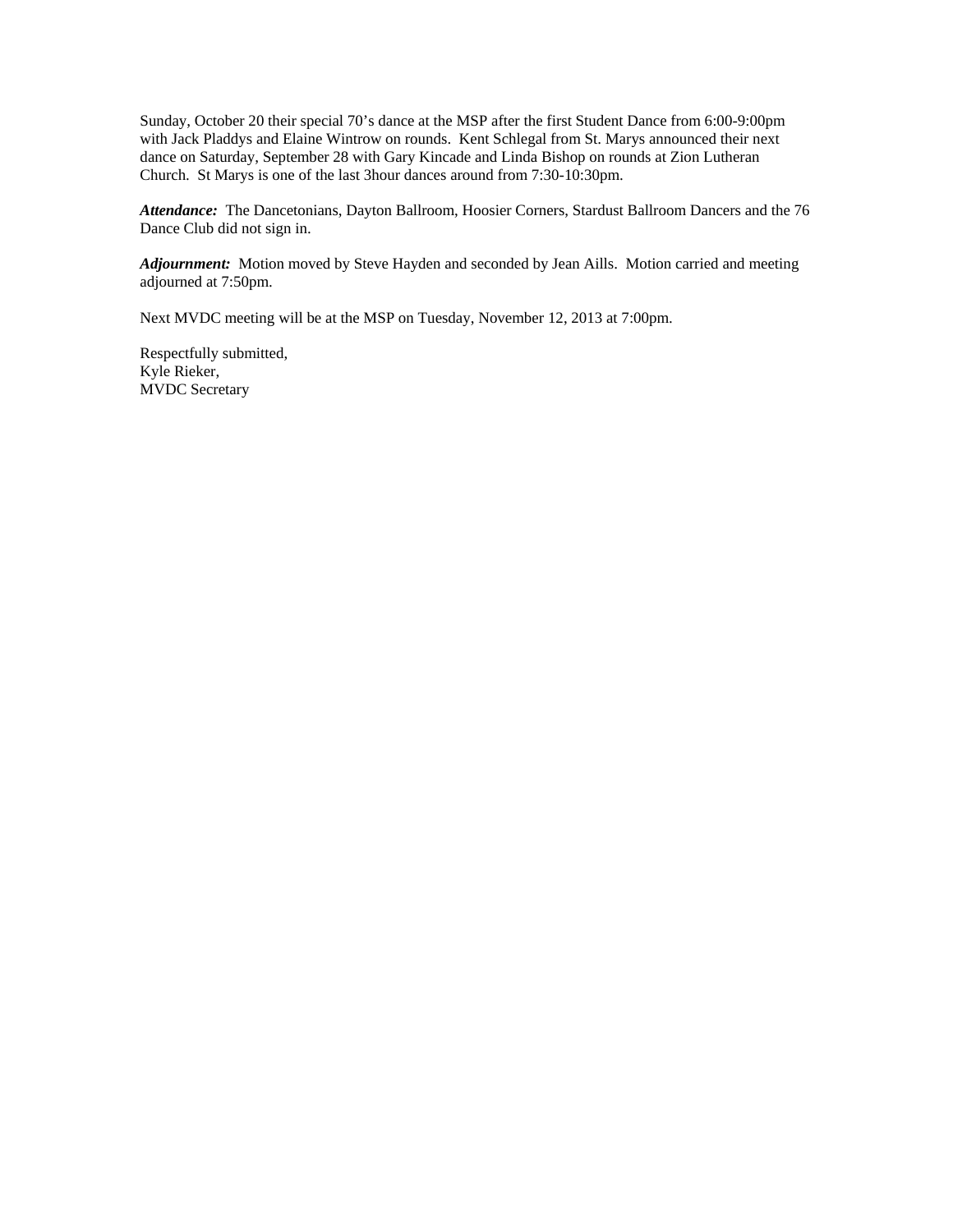Sunday, October 20 their special 70's dance at the MSP after the first Student Dance from 6:00-9:00pm with Jack Pladdys and Elaine Wintrow on rounds. Kent Schlegal from St. Marys announced their next dance on Saturday, September 28 with Gary Kincade and Linda Bishop on rounds at Zion Lutheran Church. St Marys is one of the last 3hour dances around from 7:30-10:30pm.

***Attendance:*** The Dancetonians, Dayton Ballroom, Hoosier Corners, Stardust Ballroom Dancers and the 76 Dance Club did not sign in.

***Adjournment:*** Motion moved by Steve Hayden and seconded by Jean Aills. Motion carried and meeting adjourned at 7:50pm.

Next MVDC meeting will be at the MSP on Tuesday, November 12, 2013 at 7:00pm.

Respectfully submitted,
Kyle Rieker,
MVDC Secretary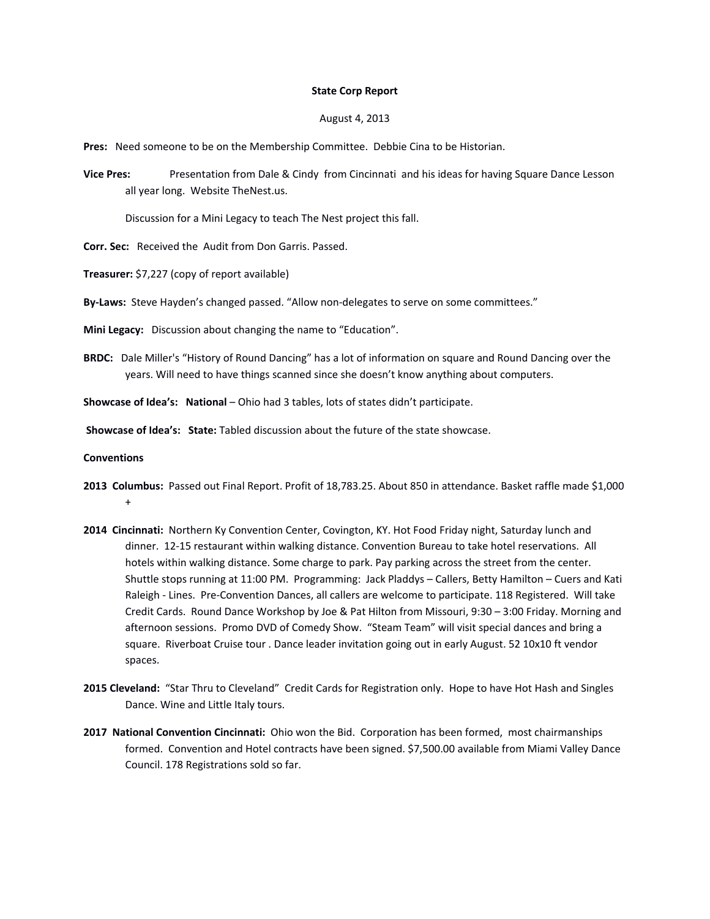**State Corp Report**

August 4, 2013

**Pres:** Need someone to be on the Membership Committee. Debbie Cina to be Historian.

**Vice Pres:** Presentation from Dale & Cindy from Cincinnati and his ideas for having Square Dance Lesson all year long. Website TheNest.us.

Discussion for a Mini Legacy to teach The Nest project this fall.

**Corr. Sec:** Received the Audit from Don Garris. Passed.

**Treasurer:** $7,227 (copy of report available)

**By-Laws:** Steve Hayden's changed passed. "Allow non-delegates to serve on some committees."

**Mini Legacy:** Discussion about changing the name to "Education".

**BRDC:** Dale Miller's "History of Round Dancing" has a lot of information on square and Round Dancing over the years. Will need to have things scanned since she doesn't know anything about computers.

**Showcase of Idea's: National** – Ohio had 3 tables, lots of states didn't participate.

**Showcase of Idea's: State:** Tabled discussion about the future of the state showcase.

**Conventions**

**2013 Columbus:** Passed out Final Report. Profit of 18,783.25. About 850 in attendance. Basket raffle made $1,000 +

**2014 Cincinnati:** Northern Ky Convention Center, Covington, KY. Hot Food Friday night, Saturday lunch and dinner. 12-15 restaurant within walking distance. Convention Bureau to take hotel reservations. All hotels within walking distance. Some charge to park. Pay parking across the street from the center. Shuttle stops running at 11:00 PM. Programming: Jack Pladdys – Callers, Betty Hamilton – Cuers and Kati Raleigh - Lines. Pre-Convention Dances, all callers are welcome to participate. 118 Registered. Will take Credit Cards. Round Dance Workshop by Joe & Pat Hilton from Missouri, 9:30 – 3:00 Friday. Morning and afternoon sessions. Promo DVD of Comedy Show. "Steam Team" will visit special dances and bring a square. Riverboat Cruise tour . Dance leader invitation going out in early August. 52 10x10 ft vendor spaces.

**2015 Cleveland:** "Star Thru to Cleveland" Credit Cards for Registration only. Hope to have Hot Hash and Singles Dance. Wine and Little Italy tours.

**2017 National Convention Cincinnati:** Ohio won the Bid. Corporation has been formed, most chairmanships formed. Convention and Hotel contracts have been signed. $7,500.00 available from Miami Valley Dance Council. 178 Registrations sold so far.